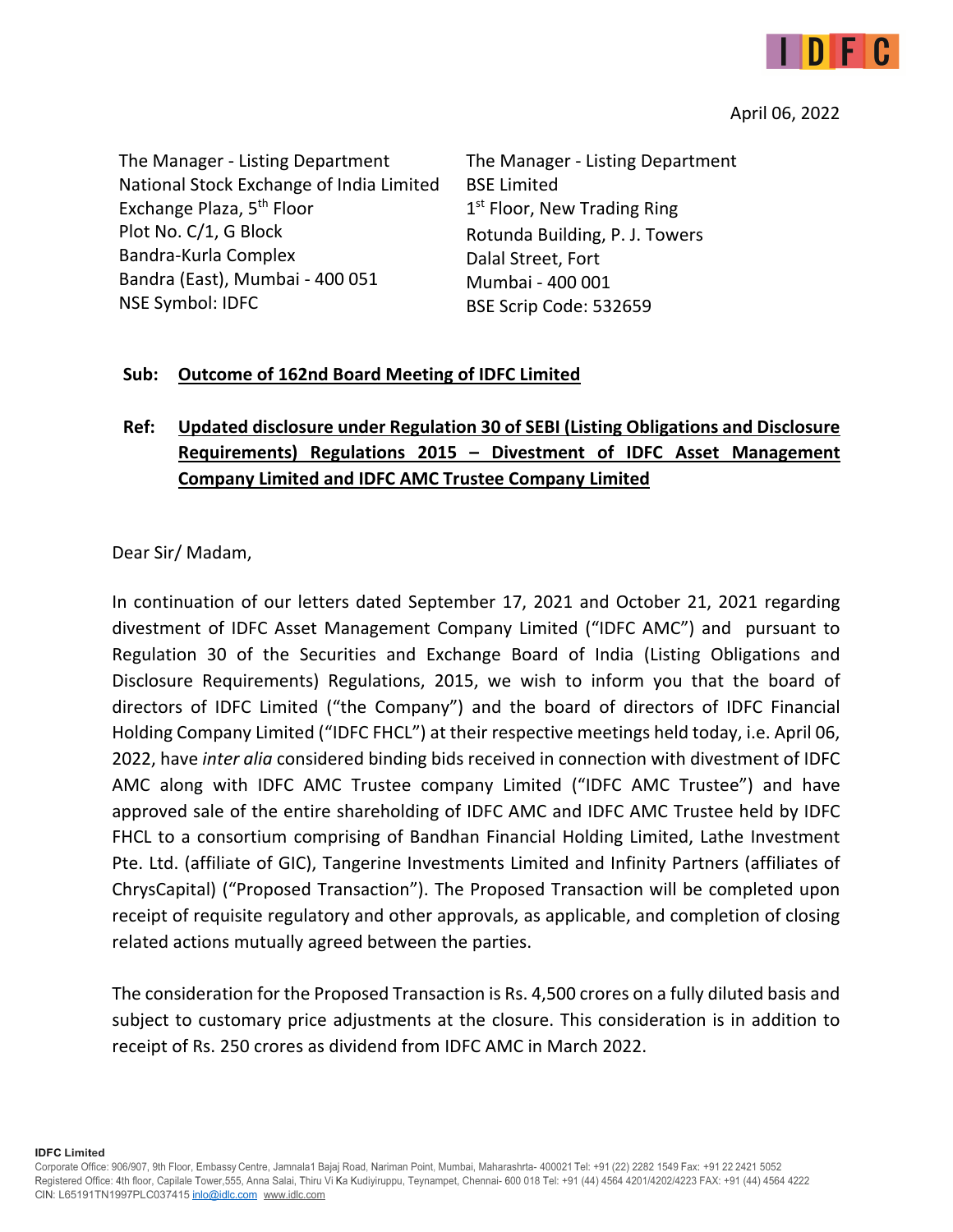April 06, 2022

The Manager - Listing Department
National Stock Exchange of India Limited
Exchange Plaza, 5th Floor
Plot No. C/1, G Block
Bandra-Kurla Complex
Bandra (East), Mumbai - 400 051
NSE Symbol: IDFC

The Manager - Listing Department
BSE Limited
1st Floor, New Trading Ring
Rotunda Building, P. J. Towers
Dalal Street, Fort
Mumbai - 400 001
BSE Scrip Code: 532659

**Sub: <u>Outcome of 162nd Board Meeting of IDFC Limited</u>**

**Ref: <u>Updated disclosure under Regulation 30 of SEBI (Listing Obligations and Disclosure Requirements) Regulations 2015 – Divestment of IDFC Asset Management Company Limited and IDFC AMC Trustee Company Limited</u>**

Dear Sir/ Madam,

In continuation of our letters dated September 17, 2021 and October 21, 2021 regarding divestment of IDFC Asset Management Company Limited ("IDFC AMC") and pursuant to Regulation 30 of the Securities and Exchange Board of India (Listing Obligations and Disclosure Requirements) Regulations, 2015, we wish to inform you that the board of directors of IDFC Limited ("the Company") and the board of directors of IDFC Financial Holding Company Limited ("IDFC FHCL") at their respective meetings held today, i.e. April 06, 2022, have *inter alia* considered binding bids received in connection with divestment of IDFC AMC along with IDFC AMC Trustee company Limited ("IDFC AMC Trustee") and have approved sale of the entire shareholding of IDFC AMC and IDFC AMC Trustee held by IDFC FHCL to a consortium comprising of Bandhan Financial Holding Limited, Lathe Investment Pte. Ltd. (affiliate of GIC), Tangerine Investments Limited and Infinity Partners (affiliates of ChrysCapital) ("Proposed Transaction"). The Proposed Transaction will be completed upon receipt of requisite regulatory and other approvals, as applicable, and completion of closing related actions mutually agreed between the parties.

The consideration for the Proposed Transaction is Rs. 4,500 crores on a fully diluted basis and subject to customary price adjustments at the closure. This consideration is in addition to receipt of Rs. 250 crores as dividend from IDFC AMC in March 2022.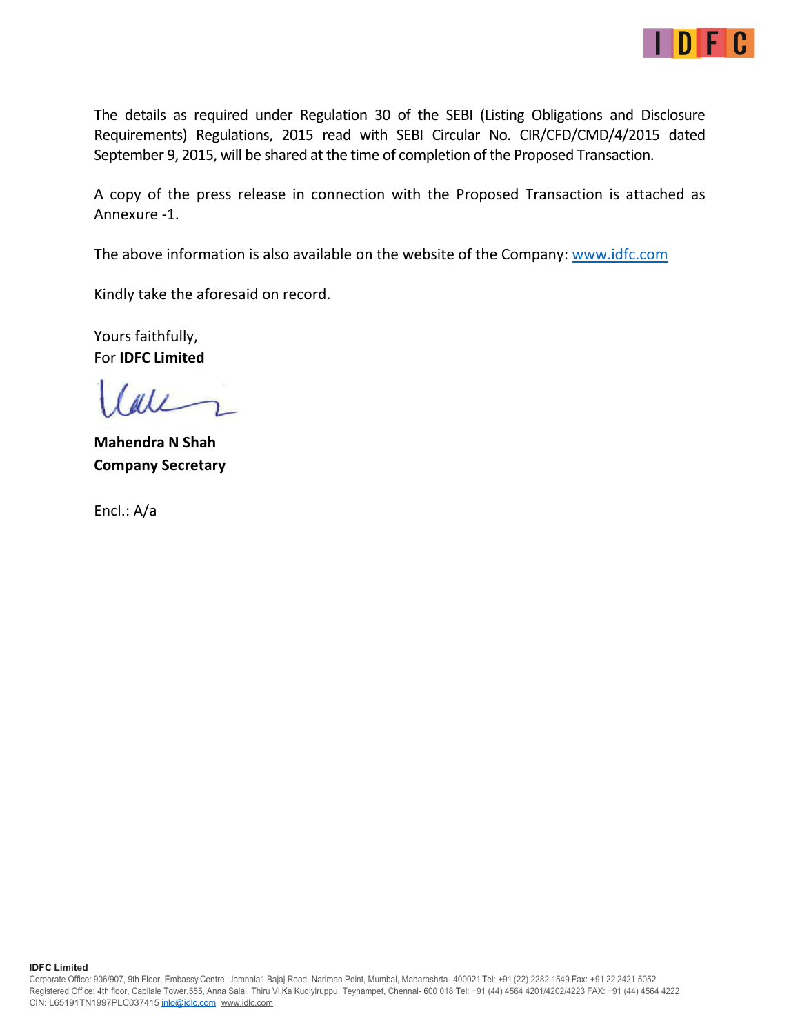The details as required under Regulation 30 of the SEBI (Listing Obligations and Disclosure Requirements) Regulations, 2015 read with SEBI Circular No. CIR/CFD/CMD/4/2015 dated September 9, 2015, will be shared at the time of completion of the Proposed Transaction.

A copy of the press release in connection with the Proposed Transaction is attached as Annexure -1.

The above information is also available on the website of the Company: www.idfc.com

Kindly take the aforesaid on record.

Yours faithfully,
For **IDFC Limited**

**Mahendra N Shah**
**Company Secretary**

Encl.: A/a

**IDFC Limited**
Corporate Office: 906/907, 9th Floor, Embassy Centre, Jamnala1 Bajaj Road, Nariman Point, Mumbai, Maharashrta- 400021 Tel: +91 (22) 2282 1549 Fax: +91 22 2421 5052
Registered Office: 4th floor, Capilale Tower,555, Anna Salai, Thiru Vi Ka Kudiyiruppu, Teynampet, Chennai- 600 018 Tel: +91 (44) 4564 4201/4202/4223 FAX: +91 (44) 4564 4222
CIN: L65191TN1997PLC037415 inlo@idlc.com www.idlc.com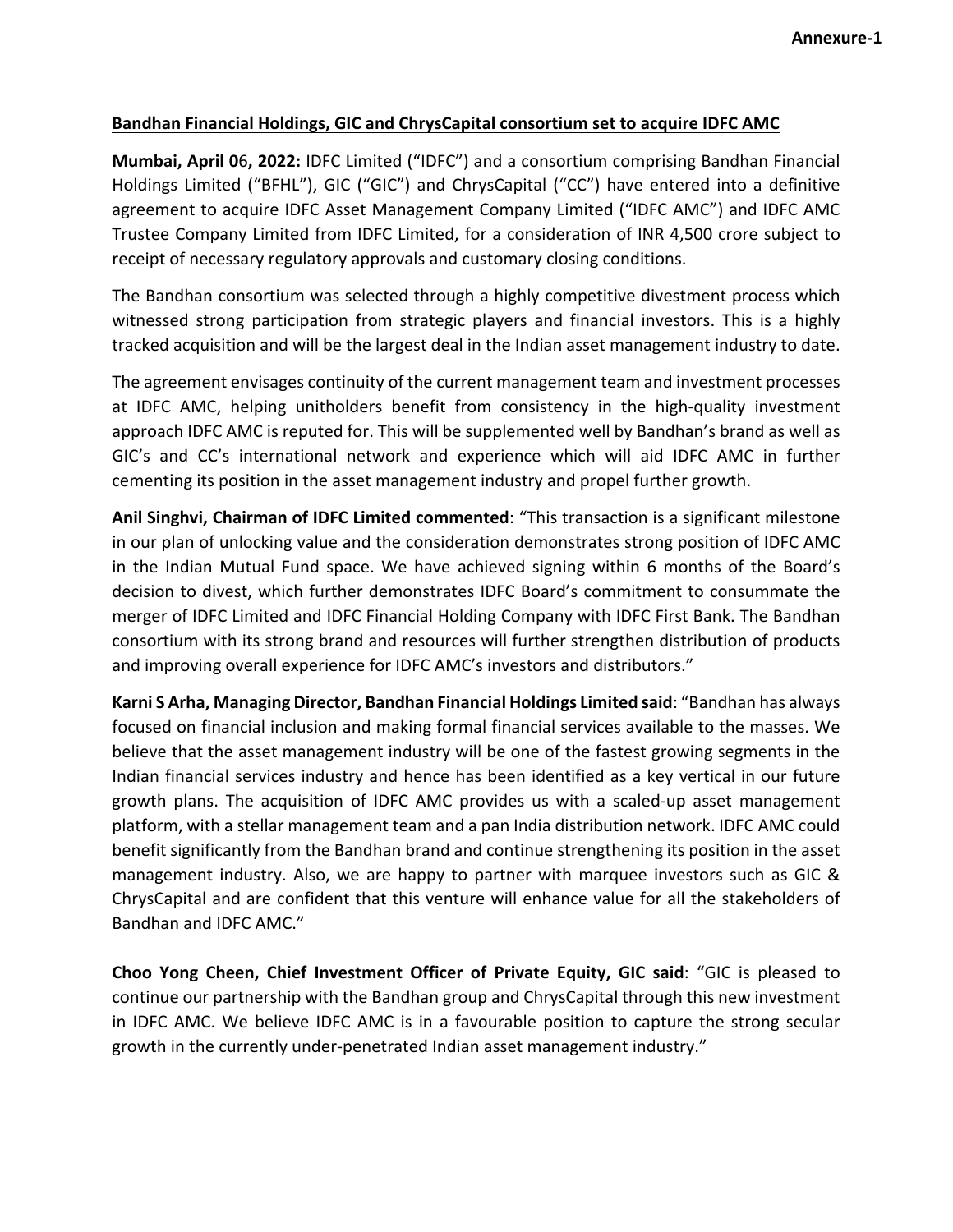**Annexure-1**

**Bandhan Financial Holdings, GIC and ChrysCapital consortium set to acquire IDFC AMC**

**Mumbai, April 06, 2022:** IDFC Limited ("IDFC") and a consortium comprising Bandhan Financial Holdings Limited ("BFHL"), GIC ("GIC") and ChrysCapital ("CC") have entered into a definitive agreement to acquire IDFC Asset Management Company Limited ("IDFC AMC") and IDFC AMC Trustee Company Limited from IDFC Limited, for a consideration of INR 4,500 crore subject to receipt of necessary regulatory approvals and customary closing conditions.

The Bandhan consortium was selected through a highly competitive divestment process which witnessed strong participation from strategic players and financial investors. This is a highly tracked acquisition and will be the largest deal in the Indian asset management industry to date.

The agreement envisages continuity of the current management team and investment processes at IDFC AMC, helping unitholders benefit from consistency in the high-quality investment approach IDFC AMC is reputed for. This will be supplemented well by Bandhan's brand as well as GIC's and CC's international network and experience which will aid IDFC AMC in further cementing its position in the asset management industry and propel further growth.

**Anil Singhvi, Chairman of IDFC Limited commented**: "This transaction is a significant milestone in our plan of unlocking value and the consideration demonstrates strong position of IDFC AMC in the Indian Mutual Fund space. We have achieved signing within 6 months of the Board's decision to divest, which further demonstrates IDFC Board's commitment to consummate the merger of IDFC Limited and IDFC Financial Holding Company with IDFC First Bank. The Bandhan consortium with its strong brand and resources will further strengthen distribution of products and improving overall experience for IDFC AMC's investors and distributors."

**Karni S Arha, Managing Director, Bandhan Financial Holdings Limited said**: "Bandhan has always focused on financial inclusion and making formal financial services available to the masses. We believe that the asset management industry will be one of the fastest growing segments in the Indian financial services industry and hence has been identified as a key vertical in our future growth plans. The acquisition of IDFC AMC provides us with a scaled-up asset management platform, with a stellar management team and a pan India distribution network. IDFC AMC could benefit significantly from the Bandhan brand and continue strengthening its position in the asset management industry. Also, we are happy to partner with marquee investors such as GIC & ChrysCapital and are confident that this venture will enhance value for all the stakeholders of Bandhan and IDFC AMC."

**Choo Yong Cheen, Chief Investment Officer of Private Equity, GIC said**: "GIC is pleased to continue our partnership with the Bandhan group and ChrysCapital through this new investment in IDFC AMC. We believe IDFC AMC is in a favourable position to capture the strong secular growth in the currently under-penetrated Indian asset management industry."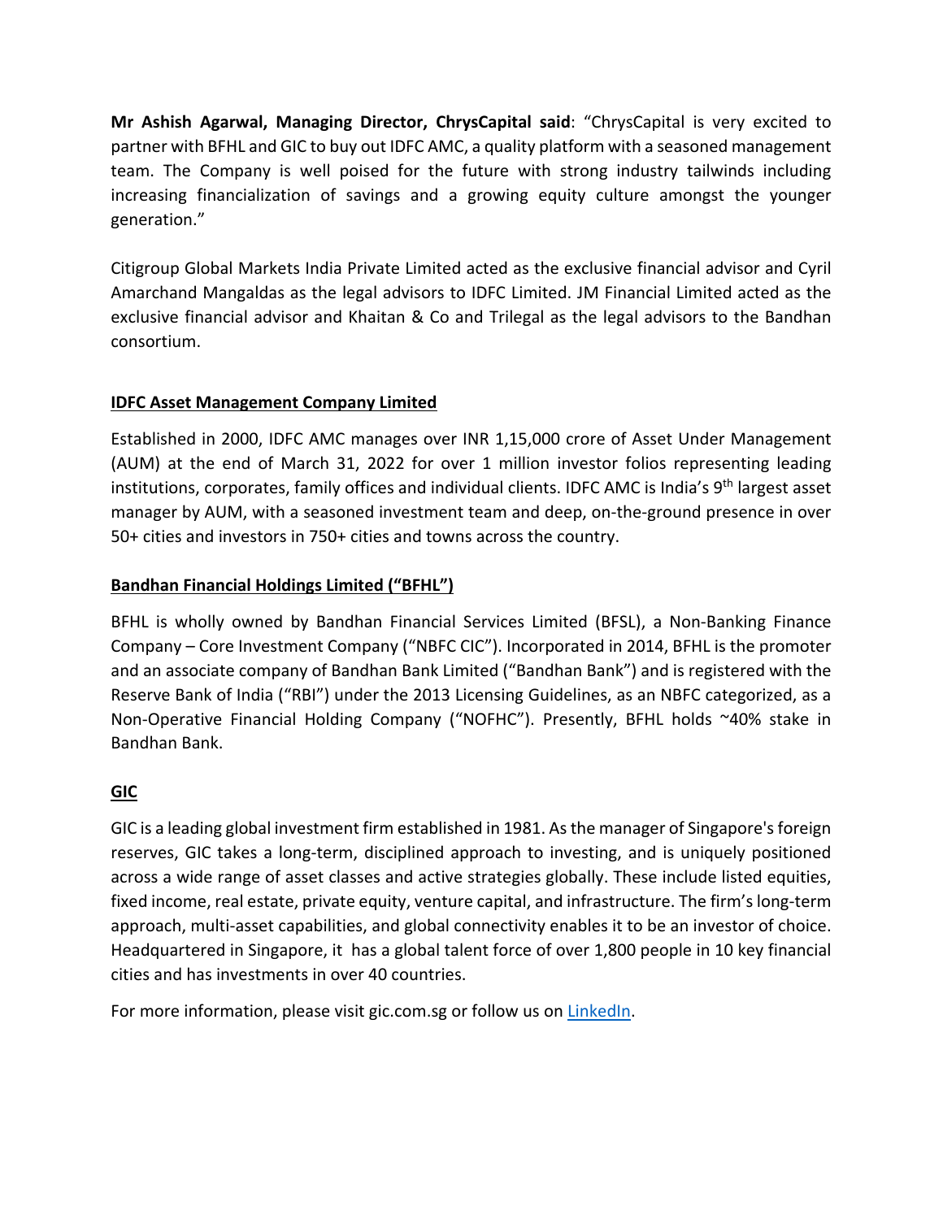**Mr Ashish Agarwal, Managing Director, ChrysCapital said**: "ChrysCapital is very excited to partner with BFHL and GIC to buy out IDFC AMC, a quality platform with a seasoned management team. The Company is well poised for the future with strong industry tailwinds including increasing financialization of savings and a growing equity culture amongst the younger generation."

Citigroup Global Markets India Private Limited acted as the exclusive financial advisor and Cyril Amarchand Mangaldas as the legal advisors to IDFC Limited. JM Financial Limited acted as the exclusive financial advisor and Khaitan & Co and Trilegal as the legal advisors to the Bandhan consortium.

**IDFC Asset Management Company Limited**

Established in 2000, IDFC AMC manages over INR 1,15,000 crore of Asset Under Management (AUM) at the end of March 31, 2022 for over 1 million investor folios representing leading institutions, corporates, family offices and individual clients. IDFC AMC is India's 9th largest asset manager by AUM, with a seasoned investment team and deep, on-the-ground presence in over 50+ cities and investors in 750+ cities and towns across the country.

**Bandhan Financial Holdings Limited ("BFHL")**

BFHL is wholly owned by Bandhan Financial Services Limited (BFSL), a Non-Banking Finance Company – Core Investment Company ("NBFC CIC"). Incorporated in 2014, BFHL is the promoter and an associate company of Bandhan Bank Limited ("Bandhan Bank") and is registered with the Reserve Bank of India ("RBI") under the 2013 Licensing Guidelines, as an NBFC categorized, as a Non-Operative Financial Holding Company ("NOFHC"). Presently, BFHL holds ~40% stake in Bandhan Bank.

**GIC**

GIC is a leading global investment firm established in 1981. As the manager of Singapore's foreign reserves, GIC takes a long-term, disciplined approach to investing, and is uniquely positioned across a wide range of asset classes and active strategies globally. These include listed equities, fixed income, real estate, private equity, venture capital, and infrastructure. The firm's long-term approach, multi-asset capabilities, and global connectivity enables it to be an investor of choice. Headquartered in Singapore, it has a global talent force of over 1,800 people in 10 key financial cities and has investments in over 40 countries.

For more information, please visit gic.com.sg or follow us on LinkedIn.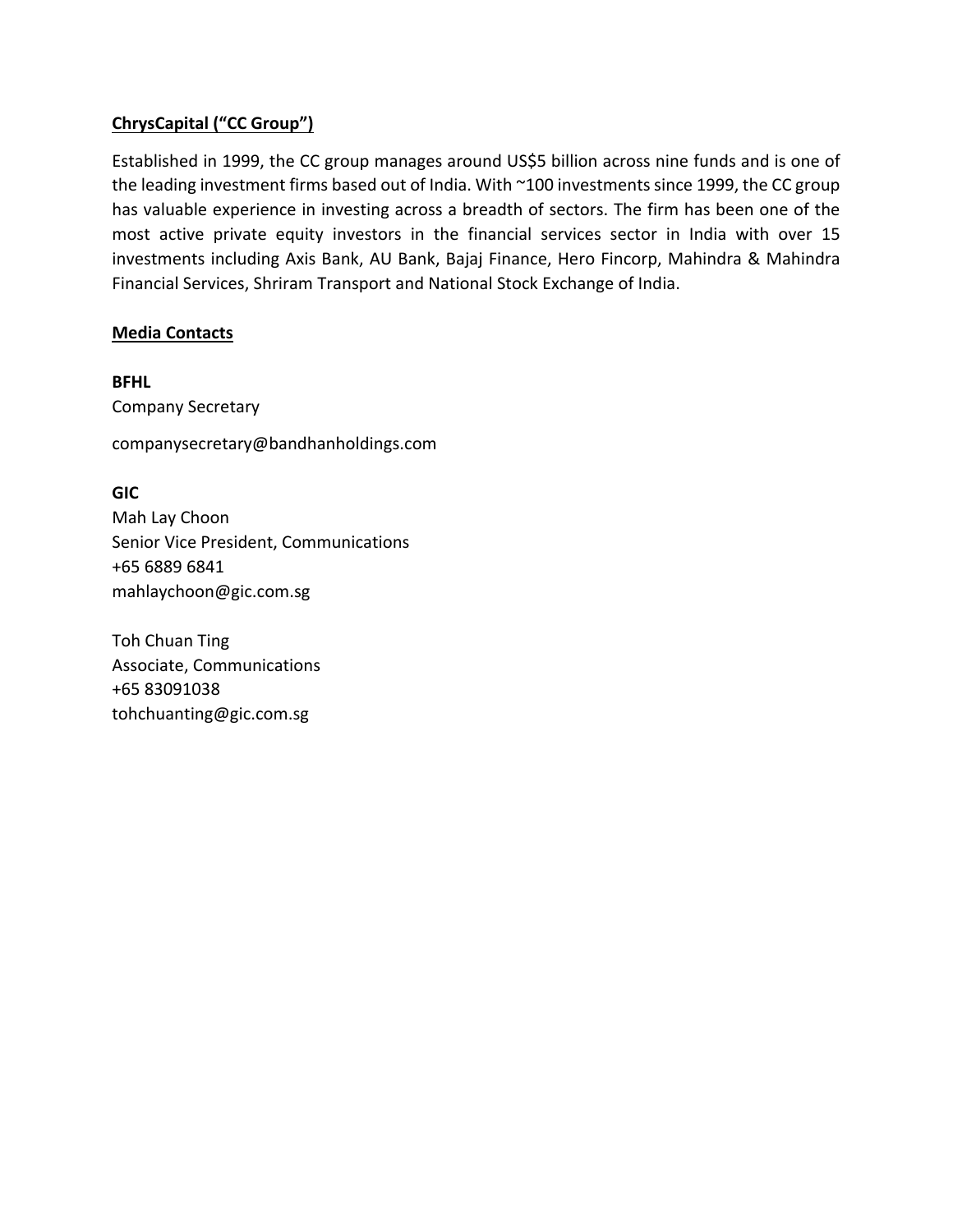**ChrysCapital ("CC Group")**

Established in 1999, the CC group manages around US$5 billion across nine funds and is one of the leading investment firms based out of India. With ~100 investments since 1999, the CC group has valuable experience in investing across a breadth of sectors. The firm has been one of the most active private equity investors in the financial services sector in India with over 15 investments including Axis Bank, AU Bank, Bajaj Finance, Hero Fincorp, Mahindra & Mahindra Financial Services, Shriram Transport and National Stock Exchange of India.

**Media Contacts**

**BFHL**
Company Secretary

companysecretary@bandhanholdings.com

**GIC**
Mah Lay Choon
Senior Vice President, Communications
+65 6889 6841
mahlaychoon@gic.com.sg

Toh Chuan Ting
Associate, Communications
+65 83091038
tohchuanting@gic.com.sg